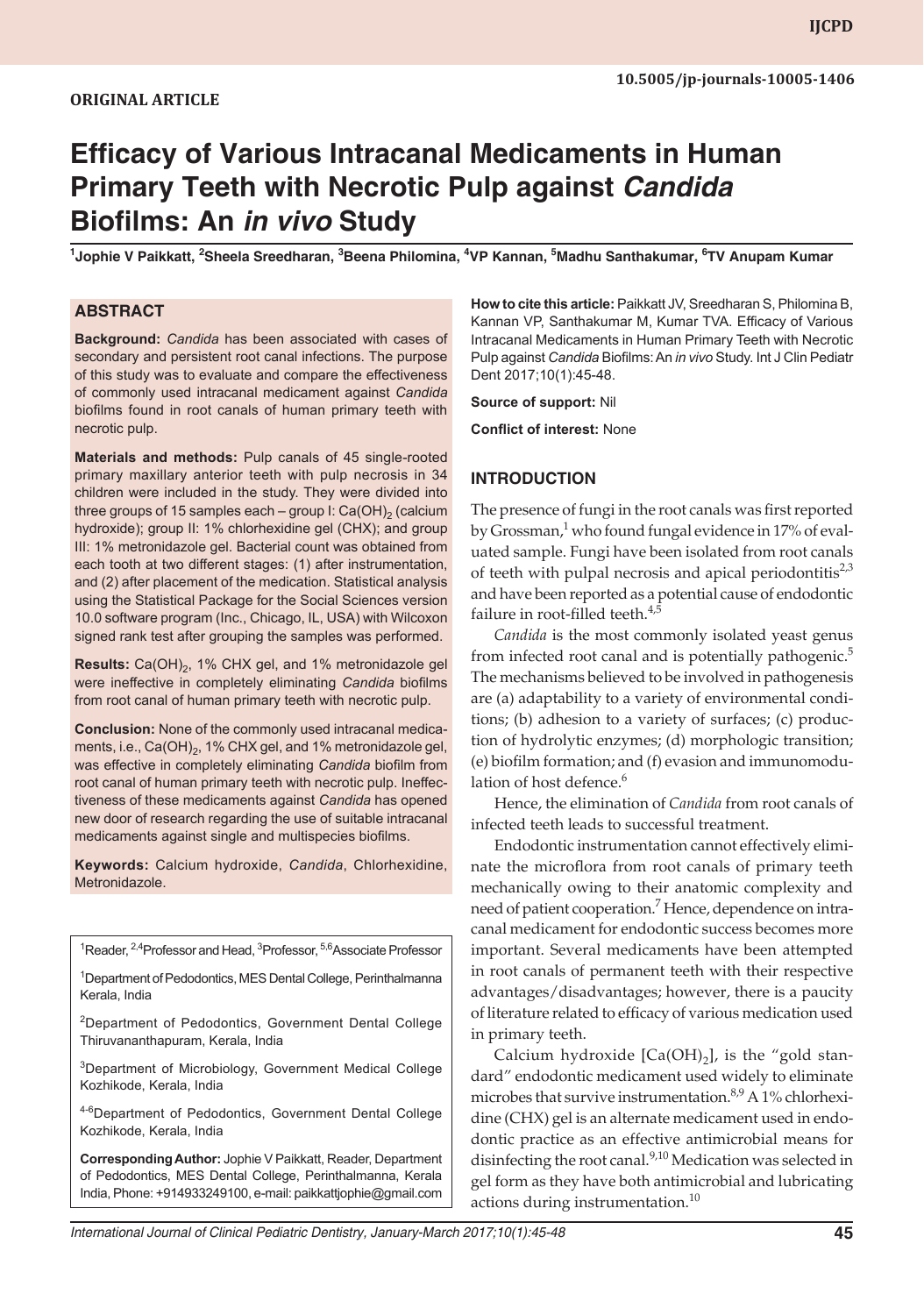ORIGINAL ARTICLE

# Efficacy of Various Intracanal Medicaments in Human Primary Teeth with Necrotic Pulp against *Candida* Biofilms: An *in vivo* Study

[1]Jophie V Paikkatt, [2]Sheela Sreedharan, [3]Beena Philomina, [4]VP Kannan, [5]Madhu Santhakumar, [6]TV Anupam Kumar

## ABSTRACT

**Background:** *Candida* has been associated with cases of secondary and persistent root canal infections. The purpose of this study was to evaluate and compare the effectiveness of commonly used intracanal medicament against *Candida* biofilms found in root canals of human primary teeth with necrotic pulp.

**Materials and methods:** Pulp canals of 45 single-rooted primary maxillary anterior teeth with pulp necrosis in 34 children were included in the study. They were divided into three groups of 15 samples each – group I: $Ca(OH)_2$ (calcium hydroxide); group II: 1% chlorhexidine gel (CHX); and group III: 1% metronidazole gel. Bacterial count was obtained from each tooth at two different stages: (1) after instrumentation, and (2) after placement of the medication. Statistical analysis using the Statistical Package for the Social Sciences version 10.0 software program (Inc., Chicago, IL, USA) with Wilcoxon signed rank test after grouping the samples was performed.

**Results:** $Ca(OH)_2$, 1% CHX gel, and 1% metronidazole gel were ineffective in completely eliminating *Candida* biofilms from root canal of human primary teeth with necrotic pulp.

**Conclusion:** None of the commonly used intracanal medicaments, i.e., $Ca(OH)_2$, 1% CHX gel, and 1% metronidazole gel, was effective in completely eliminating *Candida* biofilm from root canal of human primary teeth with necrotic pulp. Ineffectiveness of these medicaments against *Candida* has opened new door of research regarding the use of suitable intracanal medicaments against single and multispecies biofilms.

**Keywords:** Calcium hydroxide, *Candida*, Chlorhexidine, Metronidazole.

[1]Reader, [2,4]Professor and Head, [3]Professor, [5,6]Associate Professor

[1]Department of Pedodontics, MES Dental College, Perinthalmanna Kerala, India

[2]Department of Pedodontics, Government Dental College Thiruvananthapuram, Kerala, India

[3]Department of Microbiology, Government Medical College Kozhikode, Kerala, India

[4-6]Department of Pedodontics, Government Dental College Kozhikode, Kerala, India

**Corresponding Author:** Jophie V Paikkatt, Reader, Department of Pedodontics, MES Dental College, Perinthalmanna, Kerala India, Phone: +914933249100, e-mail: paikkattjophie@gmail.com

**How to cite this article:** Paikkatt JV, Sreedharan S, Philomina B, Kannan VP, Santhakumar M, Kumar TVA. Efficacy of Various Intracanal Medicaments in Human Primary Teeth with Necrotic Pulp against *Candida* Biofilms: An *in vivo* Study. Int J Clin Pediatr Dent 2017;10(1):45-48.

**Source of support:** Nil

**Conflict of interest:** None

## INTRODUCTION

The presence of fungi in the root canals was first reported by Grossman,[1] who found fungal evidence in 17% of evaluated sample. Fungi have been isolated from root canals of teeth with pulpal necrosis and apical periodontitis[2,3] and have been reported as a potential cause of endodontic failure in root-filled teeth.[4,5]

*Candida* is the most commonly isolated yeast genus from infected root canal and is potentially pathogenic.[5] The mechanisms believed to be involved in pathogenesis are (a) adaptability to a variety of environmental conditions; (b) adhesion to a variety of surfaces; (c) production of hydrolytic enzymes; (d) morphologic transition; (e) biofilm formation; and (f) evasion and immunomodulation of host defence.[6]

Hence, the elimination of *Candida* from root canals of infected teeth leads to successful treatment.

Endodontic instrumentation cannot effectively eliminate the microflora from root canals of primary teeth mechanically owing to their anatomic complexity and need of patient cooperation.[7] Hence, dependence on intracanal medicament for endodontic success becomes more important. Several medicaments have been attempted in root canals of permanent teeth with their respective advantages/disadvantages; however, there is a paucity of literature related to efficacy of various medication used in primary teeth.

Calcium hydroxide [$Ca(OH)_2$], is the "gold standard" endodontic medicament used widely to eliminate microbes that survive instrumentation.[8,9] A 1% chlorhexidine (CHX) gel is an alternate medicament used in endodontic practice as an effective antimicrobial means for disinfecting the root canal.[9,10] Medication was selected in gel form as they have both antimicrobial and lubricating actions during instrumentation.[10]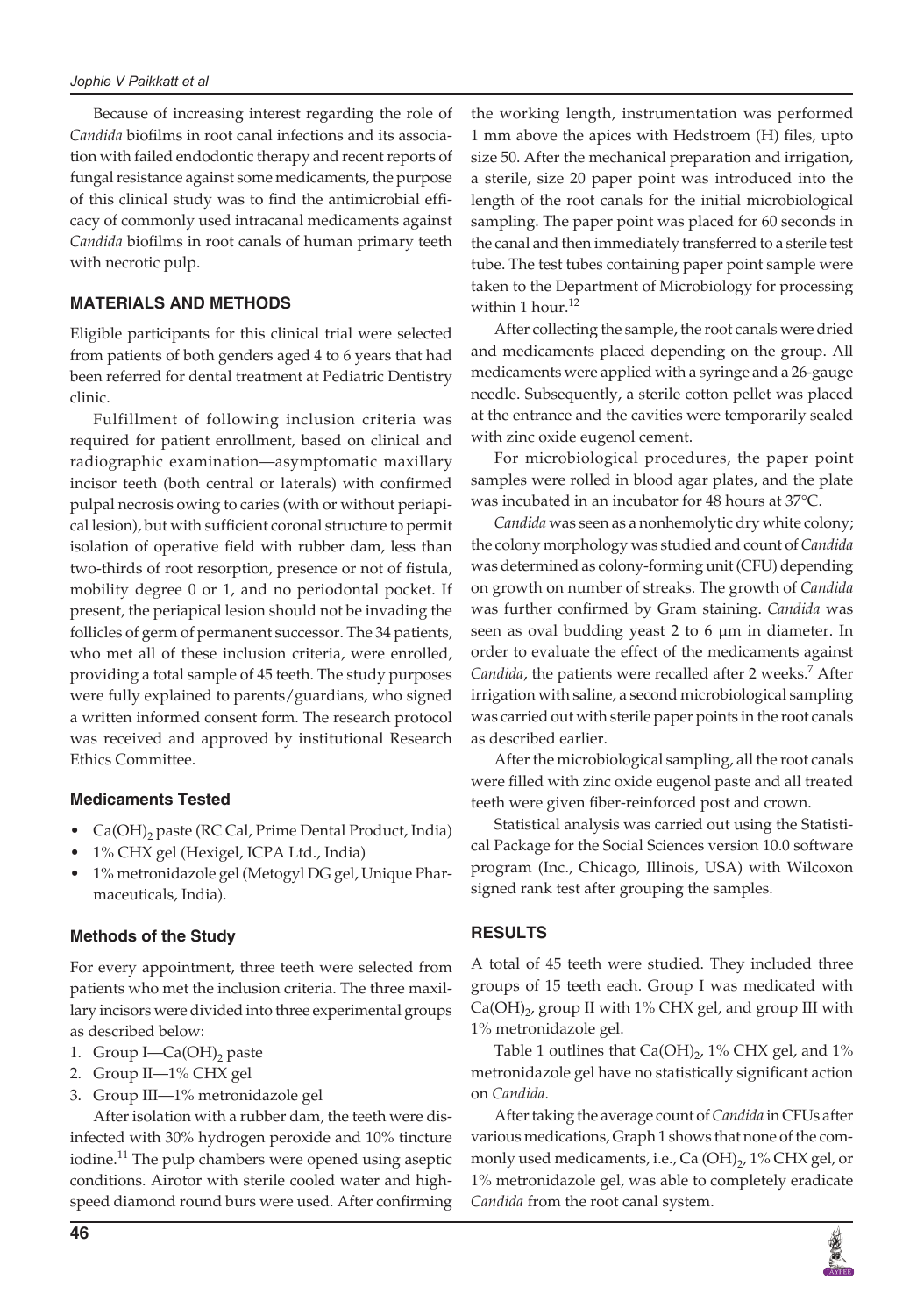Because of increasing interest regarding the role of *Candida* biofilms in root canal infections and its association with failed endodontic therapy and recent reports of fungal resistance against some medicaments, the purpose of this clinical study was to find the antimicrobial efficacy of commonly used intracanal medicaments against *Candida* biofilms in root canals of human primary teeth with necrotic pulp.

## MATERIALS AND METHODS

Eligible participants for this clinical trial were selected from patients of both genders aged 4 to 6 years that had been referred for dental treatment at Pediatric Dentistry clinic.

Fulfillment of following inclusion criteria was required for patient enrollment, based on clinical and radiographic examination—asymptomatic maxillary incisor teeth (both central or laterals) with confirmed pulpal necrosis owing to caries (with or without periapical lesion), but with sufficient coronal structure to permit isolation of operative field with rubber dam, less than two-thirds of root resorption, presence or not of fistula, mobility degree 0 or 1, and no periodontal pocket. If present, the periapical lesion should not be invading the follicles of germ of permanent successor. The 34 patients, who met all of these inclusion criteria, were enrolled, providing a total sample of 45 teeth. The study purposes were fully explained to parents/guardians, who signed a written informed consent form. The research protocol was received and approved by institutional Research Ethics Committee.

### Medicaments Tested

- $Ca(OH)_2$ paste (RC Cal, Prime Dental Product, India)
- 1% CHX gel (Hexigel, ICPA Ltd., India)
- 1% metronidazole gel (Metogyl DG gel, Unique Pharmaceuticals, India).

### Methods of the Study

For every appointment, three teeth were selected from patients who met the inclusion criteria. The three maxillary incisors were divided into three experimental groups as described below:

1. Group I—$Ca(OH)_2$ paste
2. Group II—1% CHX gel
3. Group III—1% metronidazole gel

After isolation with a rubber dam, the teeth were disinfected with 30% hydrogen peroxide and 10% tincture iodine.[11] The pulp chambers were opened using aseptic conditions. Airotor with sterile cooled water and high-speed diamond round burs were used. After confirming the working length, instrumentation was performed 1 mm above the apices with Hedstroem (H) files, upto size 50. After the mechanical preparation and irrigation, a sterile, size 20 paper point was introduced into the length of the root canals for the initial microbiological sampling. The paper point was placed for 60 seconds in the canal and then immediately transferred to a sterile test tube. The test tubes containing paper point sample were taken to the Department of Microbiology for processing within 1 hour.[12]

After collecting the sample, the root canals were dried and medicaments placed depending on the group. All medicaments were applied with a syringe and a 26-gauge needle. Subsequently, a sterile cotton pellet was placed at the entrance and the cavities were temporarily sealed with zinc oxide eugenol cement.

For microbiological procedures, the paper point samples were rolled in blood agar plates, and the plate was incubated in an incubator for 48 hours at 37°C.

*Candida* was seen as a nonhemolytic dry white colony; the colony morphology was studied and count of *Candida* was determined as colony-forming unit (CFU) depending on growth on number of streaks. The growth of *Candida* was further confirmed by Gram staining. *Candida* was seen as oval budding yeast 2 to 6 µm in diameter. In order to evaluate the effect of the medicaments against *Candida*, the patients were recalled after 2 weeks.[7] After irrigation with saline, a second microbiological sampling was carried out with sterile paper points in the root canals as described earlier.

After the microbiological sampling, all the root canals were filled with zinc oxide eugenol paste and all treated teeth were given fiber-reinforced post and crown.

Statistical analysis was carried out using the Statistical Package for the Social Sciences version 10.0 software program (Inc., Chicago, Illinois, USA) with Wilcoxon signed rank test after grouping the samples.

## RESULTS

A total of 45 teeth were studied. They included three groups of 15 teeth each. Group I was medicated with $Ca(OH)_2$, group II with 1% CHX gel, and group III with 1% metronidazole gel.

Table 1 outlines that $Ca(OH)_2$, 1% CHX gel, and 1% metronidazole gel have no statistically significant action on *Candida.*

After taking the average count of *Candida* in CFUs after various medications, Graph 1 shows that none of the commonly used medicaments, i.e., $Ca(OH)_2$, 1% CHX gel, or 1% metronidazole gel, was able to completely eradicate *Candida* from the root canal system.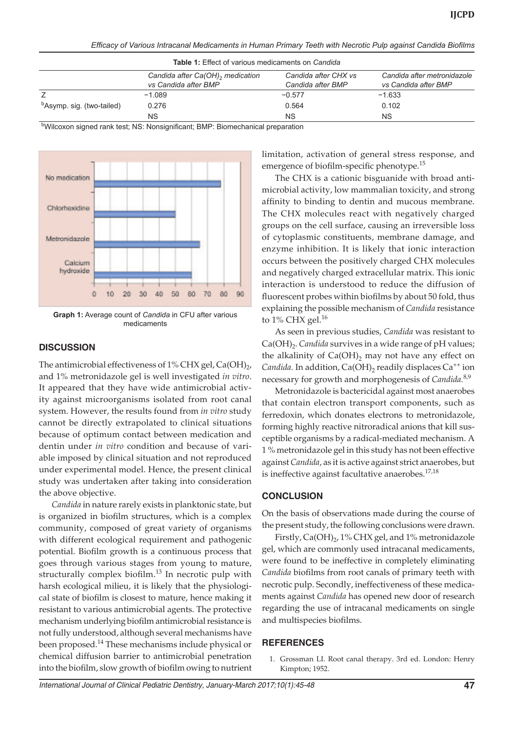**Table 1:** Effect of various medicaments on *Candida*

| | *Candida after $Ca(OH)_2$ medication vs Candida after BMP* | *Candida after CHX vs Candida after BMP* | *Candida after metronidazole vs Candida after BMP* |
|---|---|---|---|
| Z | −1.089 | −0.577 | −1.633 |
| [b]Asymp. sig. (two-tailed) | 0.276 | 0.564 | 0.102 |
| | NS | NS | NS |

[b]Wilcoxon signed rank test; NS: Nonsignificant; BMP: Biomechanical preparation

**Graph 1:** Average count of *Candida* in CFU after various medicaments

## DISCUSSION

The antimicrobial effectiveness of 1% CHX gel, $Ca(OH)_2$, and 1% metronidazole gel is well investigated *in vitro*. It appeared that they have wide antimicrobial activity against microorganisms isolated from root canal system. However, the results found from *in vitro* study cannot be directly extrapolated to clinical situations because of optimum contact between medication and dentin under *in vitro* condition and because of variable imposed by clinical situation and not reproduced under experimental model. Hence, the present clinical study was undertaken after taking into consideration the above objective.

*Candida* in nature rarely exists in planktonic state, but is organized in biofilm structures, which is a complex community, composed of great variety of organisms with different ecological requirement and pathogenic potential. Biofilm growth is a continuous process that goes through various stages from young to mature, structurally complex biofilm.[13] In necrotic pulp with harsh ecological milieu, it is likely that the physiological state of biofilm is closest to mature, hence making it resistant to various antimicrobial agents. The protective mechanism underlying biofilm antimicrobial resistance is not fully understood, although several mechanisms have been proposed.[14] These mechanisms include physical or chemical diffusion barrier to antimicrobial penetration into the biofilm, slow growth of biofilm owing to nutrient limitation, activation of general stress response, and emergence of biofilm-specific phenotype.[15]

The CHX is a cationic bisguanide with broad antimicrobial activity, low mammalian toxicity, and strong affinity to binding to dentin and mucous membrane. The CHX molecules react with negatively charged groups on the cell surface, causing an irreversible loss of cytoplasmic constituents, membrane damage, and enzyme inhibition. It is likely that ionic interaction occurs between the positively charged CHX molecules and negatively charged extracellular matrix. This ionic interaction is understood to reduce the diffusion of fluorescent probes within biofilms by about 50 fold, thus explaining the possible mechanism of *Candida* resistance to 1% CHX gel.[16]

As seen in previous studies, *Candida* was resistant to $Ca(OH)_2$. *Candida* survives in a wide range of pH values; the alkalinity of $Ca(OH)_2$ may not have any effect on *Candida*. In addition, $Ca(OH)_2$ readily displaces $Ca^{++}$ ion necessary for growth and morphogenesis of *Candida*.[8,9]

Metronidazole is bactericidal against most anaerobes that contain electron transport components, such as ferredoxin, which donates electrons to metronidazole, forming highly reactive nitroradical anions that kill susceptible organisms by a radical-mediated mechanism. A 1 % metronidazole gel in this study has not been effective against *Candida*, as it is active against strict anaerobes, but is ineffective against facultative anaerobes.[17,18]

## CONCLUSION

On the basis of observations made during the course of the present study, the following conclusions were drawn.

Firstly, $Ca(OH)_2$, 1% CHX gel, and 1% metronidazole gel, which are commonly used intracanal medicaments, were found to be ineffective in completely eliminating *Candida* biofilms from root canals of primary teeth with necrotic pulp. Secondly, ineffectiveness of these medicaments against *Candida* has opened new door of research regarding the use of intracanal medicaments on single and multispecies biofilms.

## REFERENCES

1. Grossman LI. Root canal therapy. 3rd ed. London: Henry Kimpton; 1952.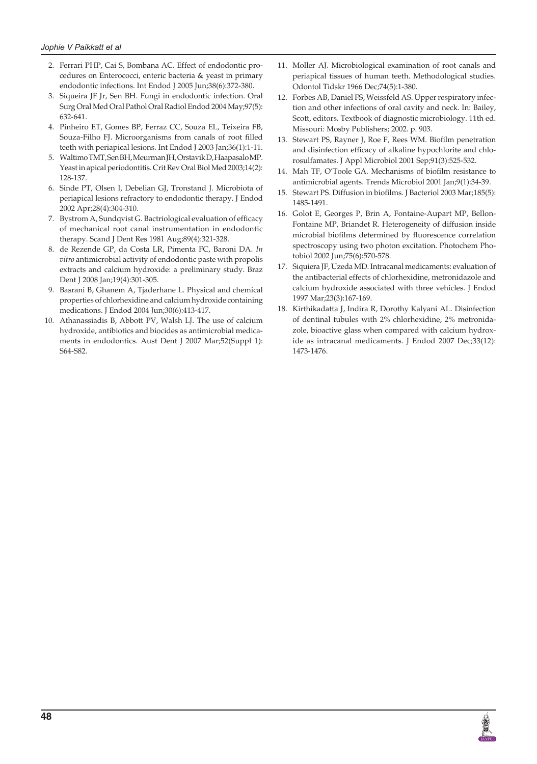2. Ferrari PHP, Cai S, Bombana AC. Effect of endodontic procedures on Enterococci, enteric bacteria & yeast in primary endodontic infections. Int Endod J 2005 Jun;38(6):372-380.
3. Siqueira JF Jr, Sen BH. Fungi in endodontic infection. Oral Surg Oral Med Oral Pathol Oral Radiol Endod 2004 May;97(5): 632-641.
4. Pinheiro ET, Gomes BP, Ferraz CC, Souza EL, Teixeira FB, Souza-Filho FJ. Microorganisms from canals of root filled teeth with periapical lesions. Int Endod J 2003 Jan;36(1):1-11.
5. Waltimo TMT, Sen BH, Meurman JH, Orstavik D, Haapasalo MP. Yeast in apical periodontitis. Crit Rev Oral Biol Med 2003;14(2): 128-137.
6. Sinde PT, Olsen I, Debelian GJ, Tronstand J. Microbiota of periapical lesions refractory to endodontic therapy. J Endod 2002 Apr;28(4):304-310.
7. Bystrom A, Sundqvist G. Bactriological evaluation of efficacy of mechanical root canal instrumentation in endodontic therapy. Scand J Dent Res 1981 Aug;89(4):321-328.
8. de Rezende GP, da Costa LR, Pimenta FC, Baroni DA. *In vitro* antimicrobial activity of endodontic paste with propolis extracts and calcium hydroxide: a preliminary study. Braz Dent J 2008 Jan;19(4):301-305.
9. Basrani B, Ghanem A, Tjaderhane L. Physical and chemical properties of chlorhexidine and calcium hydroxide containing medications. J Endod 2004 Jun;30(6):413-417.
10. Athanassiadis B, Abbott PV, Walsh LJ. The use of calcium hydroxide, antibiotics and biocides as antimicrobial medicaments in endodontics. Aust Dent J 2007 Mar;52(Suppl 1): S64-S82.
11. Moller AJ. Microbiological examination of root canals and periapical tissues of human teeth. Methodological studies. Odontol Tidskr 1966 Dec;74(5):1-380.
12. Forbes AB, Daniel FS, Weissfeld AS. Upper respiratory infection and other infections of oral cavity and neck. In: Bailey, Scott, editors. Textbook of diagnostic microbiology. 11th ed. Missouri: Mosby Publishers; 2002. p. 903.
13. Stewart PS, Rayner J, Roe F, Rees WM. Biofilm penetration and disinfection efficacy of alkaline hypochlorite and chlorosulfamates. J Appl Microbiol 2001 Sep;91(3):525-532.
14. Mah TF, O'Toole GA. Mechanisms of biofilm resistance to antimicrobial agents. Trends Microbiol 2001 Jan;9(1):34-39.
15. Stewart PS. Diffusion in biofilms. J Bacteriol 2003 Mar;185(5): 1485-1491.
16. Golot E, Georges P, Brin A, Fontaine-Aupart MP, Bellon-Fontaine MP, Briandet R. Heterogeneity of diffusion inside microbial biofilms determined by fluorescence correlation spectroscopy using two photon excitation. Photochem Photobiol 2002 Jun;75(6):570-578.
17. Siquiera JF, Uzeda MD. Intracanal medicaments: evaluation of the antibacterial effects of chlorhexidine, metronidazole and calcium hydroxide associated with three vehicles. J Endod 1997 Mar;23(3):167-169.
18. Kirthikadatta J, Indira R, Dorothy Kalyani AL. Disinfection of dentinal tubules with 2% chlorhexidine, 2% metronidazole, bioactive glass when compared with calcium hydroxide as intracanal medicaments. J Endod 2007 Dec;33(12): 1473-1476.